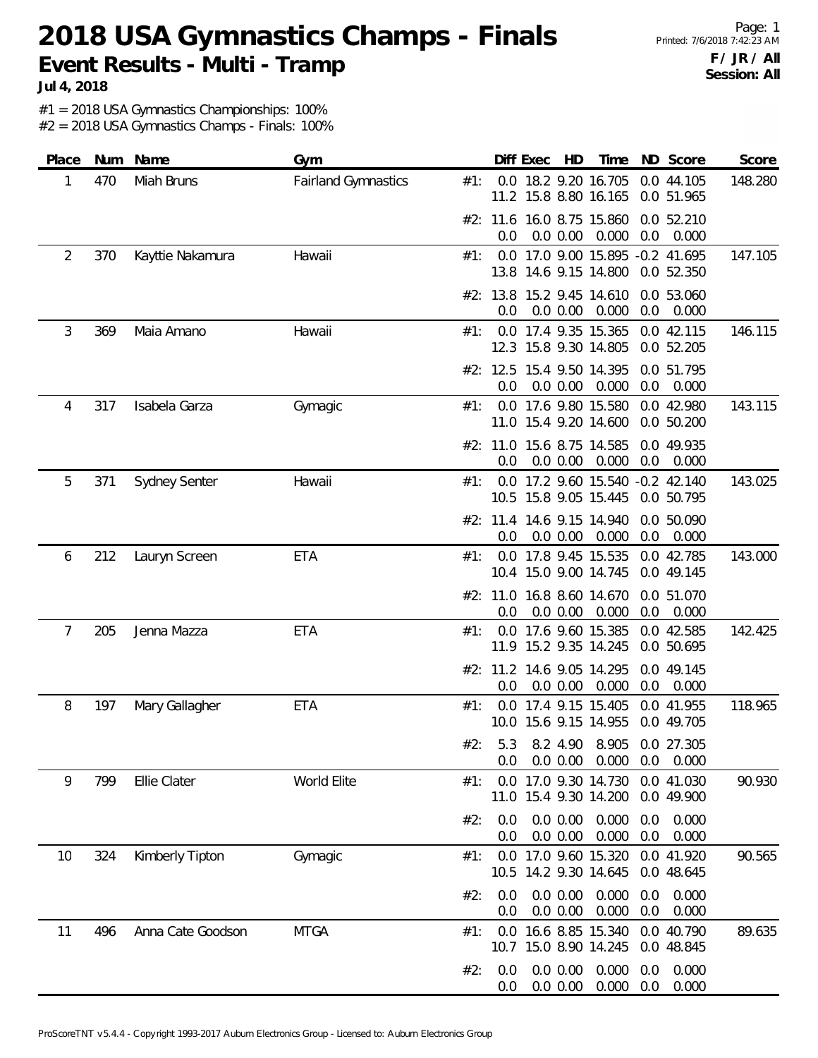# 2018 USA Gymnastics Champs - Finals

## Event Results - Multi - Tramp

**Jul 4, 2018**

**F / JR / All**
**Session: All**

#1 = 2018 USA Gymnastics Championships: 100%
#2 = 2018 USA Gymnastics Champs - Finals: 100%

| Place | Num | Name | Gym | | Diff | Exec | HD | Time | ND | Score | Score |
|---|---|---|---|---|---|---|---|---|---|---|---|
| 1 | 470 | Miah Bruns | Fairland Gymnastics | #1: | 0.0 | 18.2 | 9.20 | 16.705 | 0.0 | 44.105 | 148.280 |
| | | | | | 11.2 | 15.8 | 8.80 | 16.165 | 0.0 | 51.965 | |
| | | | | #2: | 11.6 | 16.0 | 8.75 | 15.860 | 0.0 | 52.210 | |
| | | | | | 0.0 | 0.0 | 0.00 | 0.000 | 0.0 | 0.000 | |
| 2 | 370 | Kayttie Nakamura | Hawaii | #1: | 0.0 | 17.0 | 9.00 | 15.895 | -0.2 | 41.695 | 147.105 |
| | | | | | 13.8 | 14.6 | 9.15 | 14.800 | 0.0 | 52.350 | |
| | | | | #2: | 13.8 | 15.2 | 9.45 | 14.610 | 0.0 | 53.060 | |
| | | | | | 0.0 | 0.0 | 0.00 | 0.000 | 0.0 | 0.000 | |
| 3 | 369 | Maia Amano | Hawaii | #1: | 0.0 | 17.4 | 9.35 | 15.365 | 0.0 | 42.115 | 146.115 |
| | | | | | 12.3 | 15.8 | 9.30 | 14.805 | 0.0 | 52.205 | |
| | | | | #2: | 12.5 | 15.4 | 9.50 | 14.395 | 0.0 | 51.795 | |
| | | | | | 0.0 | 0.0 | 0.00 | 0.000 | 0.0 | 0.000 | |
| 4 | 317 | Isabela Garza | Gymagic | #1: | 0.0 | 17.6 | 9.80 | 15.580 | 0.0 | 42.980 | 143.115 |
| | | | | | 11.0 | 15.4 | 9.20 | 14.600 | 0.0 | 50.200 | |
| | | | | #2: | 11.0 | 15.6 | 8.75 | 14.585 | 0.0 | 49.935 | |
| | | | | | 0.0 | 0.0 | 0.00 | 0.000 | 0.0 | 0.000 | |
| 5 | 371 | Sydney Senter | Hawaii | #1: | 0.0 | 17.2 | 9.60 | 15.540 | -0.2 | 42.140 | 143.025 |
| | | | | | 10.5 | 15.8 | 9.05 | 15.445 | 0.0 | 50.795 | |
| | | | | #2: | 11.4 | 14.6 | 9.15 | 14.940 | 0.0 | 50.090 | |
| | | | | | 0.0 | 0.0 | 0.00 | 0.000 | 0.0 | 0.000 | |
| 6 | 212 | Lauryn Screen | ETA | #1: | 0.0 | 17.8 | 9.45 | 15.535 | 0.0 | 42.785 | 143.000 |
| | | | | | 10.4 | 15.0 | 9.00 | 14.745 | 0.0 | 49.145 | |
| | | | | #2: | 11.0 | 16.8 | 8.60 | 14.670 | 0.0 | 51.070 | |
| | | | | | 0.0 | 0.0 | 0.00 | 0.000 | 0.0 | 0.000 | |
| 7 | 205 | Jenna Mazza | ETA | #1: | 0.0 | 17.6 | 9.60 | 15.385 | 0.0 | 42.585 | 142.425 |
| | | | | | 11.9 | 15.2 | 9.35 | 14.245 | 0.0 | 50.695 | |
| | | | | #2: | 11.2 | 14.6 | 9.05 | 14.295 | 0.0 | 49.145 | |
| | | | | | 0.0 | 0.0 | 0.00 | 0.000 | 0.0 | 0.000 | |
| 8 | 197 | Mary Gallagher | ETA | #1: | 0.0 | 17.4 | 9.15 | 15.405 | 0.0 | 41.955 | 118.965 |
| | | | | | 10.0 | 15.6 | 9.15 | 14.955 | 0.0 | 49.705 | |
| | | | | #2: | 5.3 | 8.2 | 4.90 | 8.905 | 0.0 | 27.305 | |
| | | | | | 0.0 | 0.0 | 0.00 | 0.000 | 0.0 | 0.000 | |
| 9 | 799 | Ellie Clater | World Elite | #1: | 0.0 | 17.0 | 9.30 | 14.730 | 0.0 | 41.030 | 90.930 |
| | | | | | 11.0 | 15.4 | 9.30 | 14.200 | 0.0 | 49.900 | |
| | | | | #2: | 0.0 | 0.0 | 0.00 | 0.000 | 0.0 | 0.000 | |
| | | | | | 0.0 | 0.0 | 0.00 | 0.000 | 0.0 | 0.000 | |
| 10 | 324 | Kimberly Tipton | Gymagic | #1: | 0.0 | 17.0 | 9.60 | 15.320 | 0.0 | 41.920 | 90.565 |
| | | | | | 10.5 | 14.2 | 9.30 | 14.645 | 0.0 | 48.645 | |
| | | | | #2: | 0.0 | 0.0 | 0.00 | 0.000 | 0.0 | 0.000 | |
| | | | | | 0.0 | 0.0 | 0.00 | 0.000 | 0.0 | 0.000 | |
| 11 | 496 | Anna Cate Goodson | MTGA | #1: | 0.0 | 16.6 | 8.85 | 15.340 | 0.0 | 40.790 | 89.635 |
| | | | | | 10.7 | 15.0 | 8.90 | 14.245 | 0.0 | 48.845 | |
| | | | | #2: | 0.0 | 0.0 | 0.00 | 0.000 | 0.0 | 0.000 | |
| | | | | | 0.0 | 0.0 | 0.00 | 0.000 | 0.0 | 0.000 | |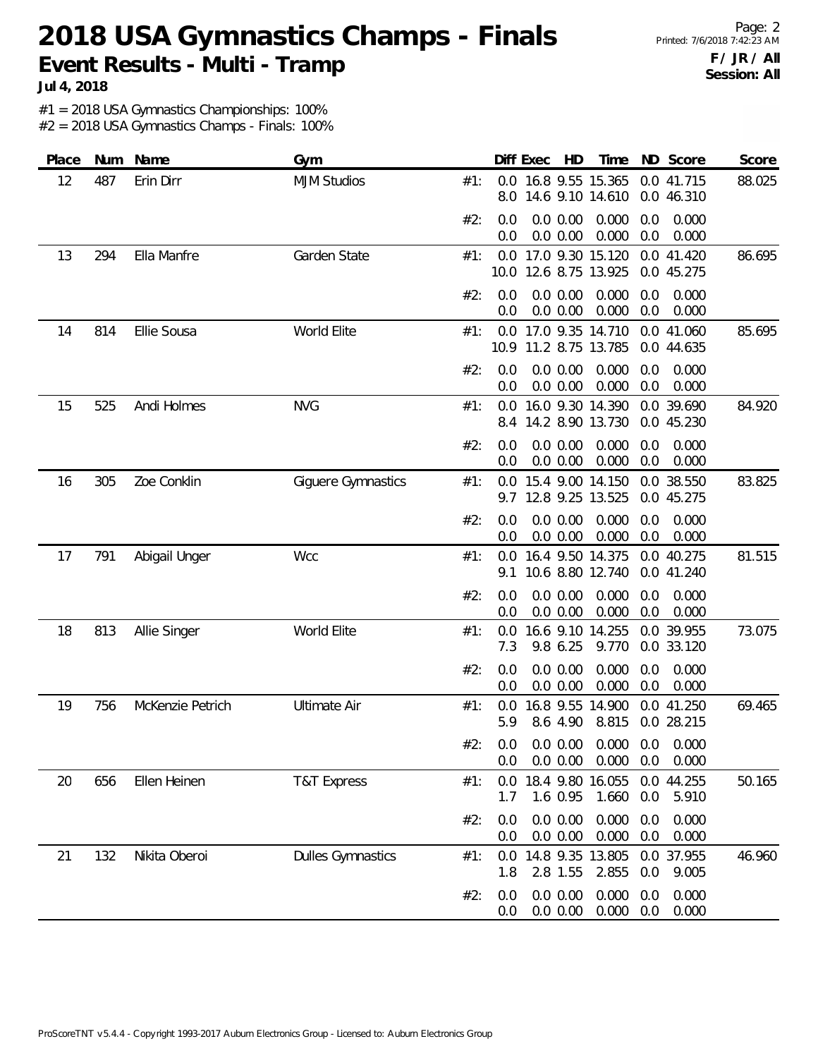# 2018 USA Gymnastics Champs - Finals

**Event Results - Multi - Tramp**

**Jul 4, 2018**

**F / JR / All**
**Session: All**

#1 = 2018 USA Gymnastics Championships: 100%
#2 = 2018 USA Gymnastics Champs - Finals: 100%

| Place | Num | Name | Gym | | Diff | Exec | HD | Time | ND | Score | Score |
|---|---|---|---|---|---|---|---|---|---|---|---|
| 12 | 487 | Erin Dirr | MJM Studios | #1: | 0.0 | 16.8 | 9.55 | 15.365 | 0.0 | 41.715 | 88.025 |
| | | | | | 8.0 | 14.6 | 9.10 | 14.610 | 0.0 | 46.310 | |
| | | | | #2: | 0.0 | 0.0 | 0.00 | 0.000 | 0.0 | 0.000 | |
| | | | | | 0.0 | 0.0 | 0.00 | 0.000 | 0.0 | 0.000 | |
| 13 | 294 | Ella Manfre | Garden State | #1: | 0.0 | 17.0 | 9.30 | 15.120 | 0.0 | 41.420 | 86.695 |
| | | | | | 10.0 | 12.6 | 8.75 | 13.925 | 0.0 | 45.275 | |
| | | | | #2: | 0.0 | 0.0 | 0.00 | 0.000 | 0.0 | 0.000 | |
| | | | | | 0.0 | 0.0 | 0.00 | 0.000 | 0.0 | 0.000 | |
| 14 | 814 | Ellie Sousa | World Elite | #1: | 0.0 | 17.0 | 9.35 | 14.710 | 0.0 | 41.060 | 85.695 |
| | | | | | 10.9 | 11.2 | 8.75 | 13.785 | 0.0 | 44.635 | |
| | | | | #2: | 0.0 | 0.0 | 0.00 | 0.000 | 0.0 | 0.000 | |
| | | | | | 0.0 | 0.0 | 0.00 | 0.000 | 0.0 | 0.000 | |
| 15 | 525 | Andi Holmes | NVG | #1: | 0.0 | 16.0 | 9.30 | 14.390 | 0.0 | 39.690 | 84.920 |
| | | | | | 8.4 | 14.2 | 8.90 | 13.730 | 0.0 | 45.230 | |
| | | | | #2: | 0.0 | 0.0 | 0.00 | 0.000 | 0.0 | 0.000 | |
| | | | | | 0.0 | 0.0 | 0.00 | 0.000 | 0.0 | 0.000 | |
| 16 | 305 | Zoe Conklin | Giguere Gymnastics | #1: | 0.0 | 15.4 | 9.00 | 14.150 | 0.0 | 38.550 | 83.825 |
| | | | | | 9.7 | 12.8 | 9.25 | 13.525 | 0.0 | 45.275 | |
| | | | | #2: | 0.0 | 0.0 | 0.00 | 0.000 | 0.0 | 0.000 | |
| | | | | | 0.0 | 0.0 | 0.00 | 0.000 | 0.0 | 0.000 | |
| 17 | 791 | Abigail Unger | Wcc | #1: | 0.0 | 16.4 | 9.50 | 14.375 | 0.0 | 40.275 | 81.515 |
| | | | | | 9.1 | 10.6 | 8.80 | 12.740 | 0.0 | 41.240 | |
| | | | | #2: | 0.0 | 0.0 | 0.00 | 0.000 | 0.0 | 0.000 | |
| | | | | | 0.0 | 0.0 | 0.00 | 0.000 | 0.0 | 0.000 | |
| 18 | 813 | Allie Singer | World Elite | #1: | 0.0 | 16.6 | 9.10 | 14.255 | 0.0 | 39.955 | 73.075 |
| | | | | | 7.3 | 9.8 | 6.25 | 9.770 | 0.0 | 33.120 | |
| | | | | #2: | 0.0 | 0.0 | 0.00 | 0.000 | 0.0 | 0.000 | |
| | | | | | 0.0 | 0.0 | 0.00 | 0.000 | 0.0 | 0.000 | |
| 19 | 756 | McKenzie Petrich | Ultimate Air | #1: | 0.0 | 16.8 | 9.55 | 14.900 | 0.0 | 41.250 | 69.465 |
| | | | | | 5.9 | 8.6 | 4.90 | 8.815 | 0.0 | 28.215 | |
| | | | | #2: | 0.0 | 0.0 | 0.00 | 0.000 | 0.0 | 0.000 | |
| | | | | | 0.0 | 0.0 | 0.00 | 0.000 | 0.0 | 0.000 | |
| 20 | 656 | Ellen Heinen | T&T Express | #1: | 0.0 | 18.4 | 9.80 | 16.055 | 0.0 | 44.255 | 50.165 |
| | | | | | 1.7 | 1.6 | 0.95 | 1.660 | 0.0 | 5.910 | |
| | | | | #2: | 0.0 | 0.0 | 0.00 | 0.000 | 0.0 | 0.000 | |
| | | | | | 0.0 | 0.0 | 0.00 | 0.000 | 0.0 | 0.000 | |
| 21 | 132 | Nikita Oberoi | Dulles Gymnastics | #1: | 0.0 | 14.8 | 9.35 | 13.805 | 0.0 | 37.955 | 46.960 |
| | | | | | 1.8 | 2.8 | 1.55 | 2.855 | 0.0 | 9.005 | |
| | | | | #2: | 0.0 | 0.0 | 0.00 | 0.000 | 0.0 | 0.000 | |
| | | | | | 0.0 | 0.0 | 0.00 | 0.000 | 0.0 | 0.000 | |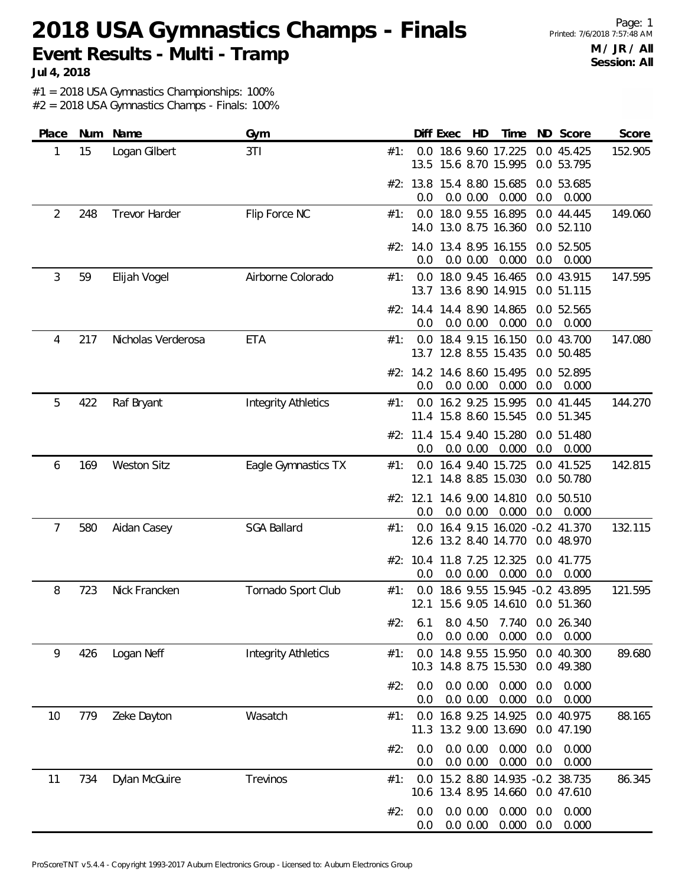# 2018 USA Gymnastics Champs - Finals

## Event Results - Multi - Tramp

**Jul 4, 2018**

**M / JR / All**
**Session: All**

#1 = 2018 USA Gymnastics Championships: 100%
#2 = 2018 USA Gymnastics Champs - Finals: 100%

| Place | Num | Name | Gym | | Diff | Exec | HD | Time | ND | Score | Score |
|---|---|---|---|---|---|---|---|---|---|---|---|
| 1 | 15 | Logan Gilbert | 3TI | #1: | 0.0 | 18.6 | 9.60 | 17.225 | 0.0 | 45.425 | 152.905 |
| | | | | | 13.5 | 15.6 | 8.70 | 15.995 | 0.0 | 53.795 | |
| | | | | #2: | 13.8 | 15.4 | 8.80 | 15.685 | 0.0 | 53.685 | |
| | | | | | 0.0 | 0.0 | 0.00 | 0.000 | 0.0 | 0.000 | |
| 2 | 248 | Trevor Harder | Flip Force NC | #1: | 0.0 | 18.0 | 9.55 | 16.895 | 0.0 | 44.445 | 149.060 |
| | | | | | 14.0 | 13.0 | 8.75 | 16.360 | 0.0 | 52.110 | |
| | | | | #2: | 14.0 | 13.4 | 8.95 | 16.155 | 0.0 | 52.505 | |
| | | | | | 0.0 | 0.0 | 0.00 | 0.000 | 0.0 | 0.000 | |
| 3 | 59 | Elijah Vogel | Airborne Colorado | #1: | 0.0 | 18.0 | 9.45 | 16.465 | 0.0 | 43.915 | 147.595 |
| | | | | | 13.7 | 13.6 | 8.90 | 14.915 | 0.0 | 51.115 | |
| | | | | #2: | 14.4 | 14.4 | 8.90 | 14.865 | 0.0 | 52.565 | |
| | | | | | 0.0 | 0.0 | 0.00 | 0.000 | 0.0 | 0.000 | |
| 4 | 217 | Nicholas Verderosa | ETA | #1: | 0.0 | 18.4 | 9.15 | 16.150 | 0.0 | 43.700 | 147.080 |
| | | | | | 13.7 | 12.8 | 8.55 | 15.435 | 0.0 | 50.485 | |
| | | | | #2: | 14.2 | 14.6 | 8.60 | 15.495 | 0.0 | 52.895 | |
| | | | | | 0.0 | 0.0 | 0.00 | 0.000 | 0.0 | 0.000 | |
| 5 | 422 | Raf Bryant | Integrity Athletics | #1: | 0.0 | 16.2 | 9.25 | 15.995 | 0.0 | 41.445 | 144.270 |
| | | | | | 11.4 | 15.8 | 8.60 | 15.545 | 0.0 | 51.345 | |
| | | | | #2: | 11.4 | 15.4 | 9.40 | 15.280 | 0.0 | 51.480 | |
| | | | | | 0.0 | 0.0 | 0.00 | 0.000 | 0.0 | 0.000 | |
| 6 | 169 | Weston Sitz | Eagle Gymnastics TX | #1: | 0.0 | 16.4 | 9.40 | 15.725 | 0.0 | 41.525 | 142.815 |
| | | | | | 12.1 | 14.8 | 8.85 | 15.030 | 0.0 | 50.780 | |
| | | | | #2: | 12.1 | 14.6 | 9.00 | 14.810 | 0.0 | 50.510 | |
| | | | | | 0.0 | 0.0 | 0.00 | 0.000 | 0.0 | 0.000 | |
| 7 | 580 | Aidan Casey | SGA Ballard | #1: | 0.0 | 16.4 | 9.15 | 16.020 | -0.2 | 41.370 | 132.115 |
| | | | | | 12.6 | 13.2 | 8.40 | 14.770 | 0.0 | 48.970 | |
| | | | | #2: | 10.4 | 11.8 | 7.25 | 12.325 | 0.0 | 41.775 | |
| | | | | | 0.0 | 0.0 | 0.00 | 0.000 | 0.0 | 0.000 | |
| 8 | 723 | Nick Francken | Tornado Sport Club | #1: | 0.0 | 18.6 | 9.55 | 15.945 | -0.2 | 43.895 | 121.595 |
| | | | | | 12.1 | 15.6 | 9.05 | 14.610 | 0.0 | 51.360 | |
| | | | | #2: | 6.1 | 8.0 | 4.50 | 7.740 | 0.0 | 26.340 | |
| | | | | | 0.0 | 0.0 | 0.00 | 0.000 | 0.0 | 0.000 | |
| 9 | 426 | Logan Neff | Integrity Athletics | #1: | 0.0 | 14.8 | 9.55 | 15.950 | 0.0 | 40.300 | 89.680 |
| | | | | | 10.3 | 14.8 | 8.75 | 15.530 | 0.0 | 49.380 | |
| | | | | #2: | 0.0 | 0.0 | 0.00 | 0.000 | 0.0 | 0.000 | |
| | | | | | 0.0 | 0.0 | 0.00 | 0.000 | 0.0 | 0.000 | |
| 10 | 779 | Zeke Dayton | Wasatch | #1: | 0.0 | 16.8 | 9.25 | 14.925 | 0.0 | 40.975 | 88.165 |
| | | | | | 11.3 | 13.2 | 9.00 | 13.690 | 0.0 | 47.190 | |
| | | | | #2: | 0.0 | 0.0 | 0.00 | 0.000 | 0.0 | 0.000 | |
| | | | | | 0.0 | 0.0 | 0.00 | 0.000 | 0.0 | 0.000 | |
| 11 | 734 | Dylan McGuire | Trevinos | #1: | 0.0 | 15.2 | 8.80 | 14.935 | -0.2 | 38.735 | 86.345 |
| | | | | | 10.6 | 13.4 | 8.95 | 14.660 | 0.0 | 47.610 | |
| | | | | #2: | 0.0 | 0.0 | 0.00 | 0.000 | 0.0 | 0.000 | |
| | | | | | 0.0 | 0.0 | 0.00 | 0.000 | 0.0 | 0.000 | |

ProScoreTNT v5.4.4 - Copyright 1993-2017 Auburn Electronics Group - Licensed to: Auburn Electronics Group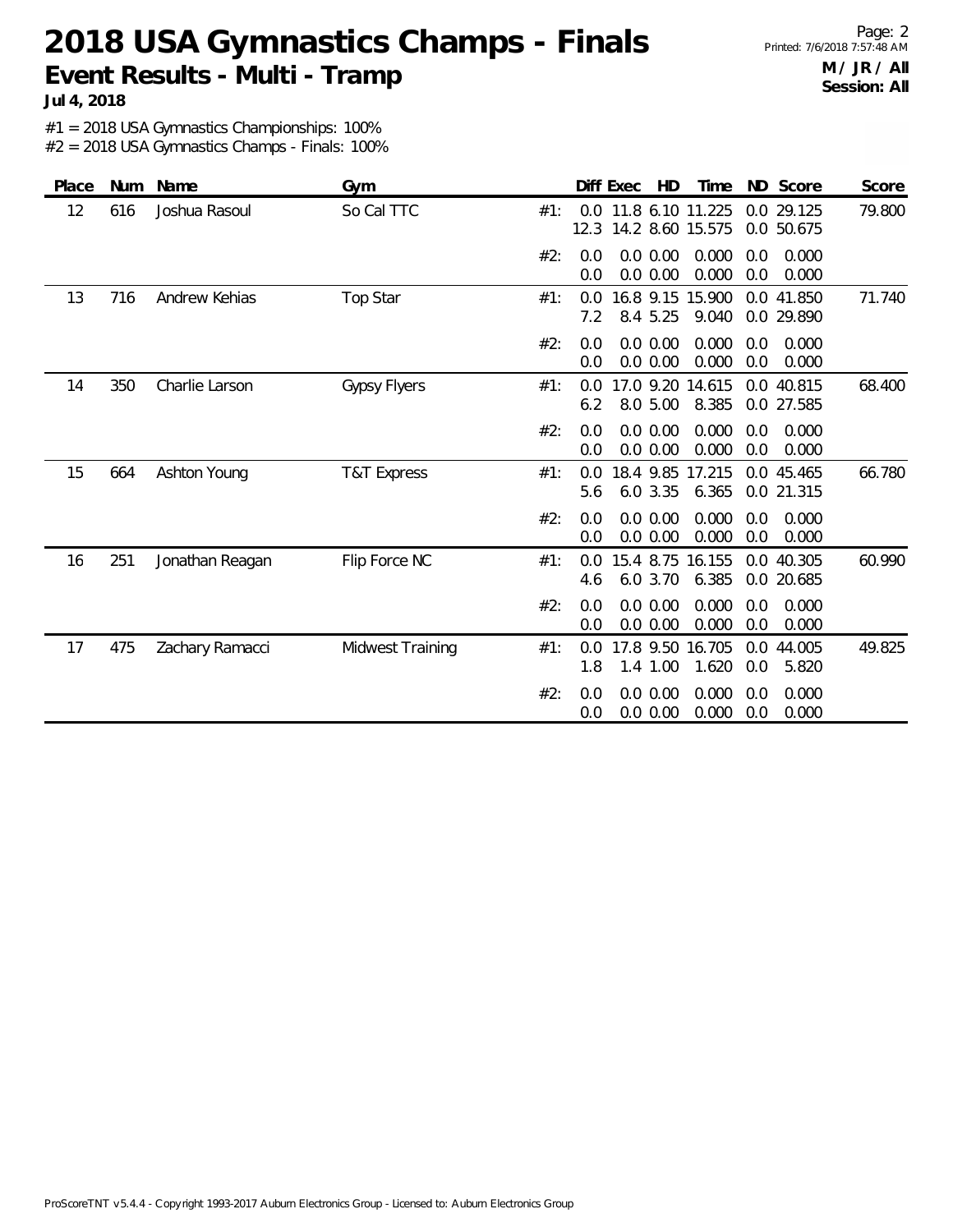# 2018 USA Gymnastics Champs - Finals

## Event Results - Multi - Tramp

**Jul 4, 2018**

**M / JR / All**
**Session: All**

#1 = 2018 USA Gymnastics Championships: 100%
#2 = 2018 USA Gymnastics Champs - Finals: 100%

| Place | Num | Name | Gym | | Diff | Exec | HD | Time | ND | Score | Score |
|---|---|---|---|---|---|---|---|---|---|---|---|
| 12 | 616 | Joshua Rasoul | So Cal TTC | #1: | 0.0 | 11.8 | 6.10 | 11.225 | 0.0 | 29.125 | 79.800 |
| | | | | | 12.3 | 14.2 | 8.60 | 15.575 | 0.0 | 50.675 | |
| | | | | #2: | 0.0 | 0.0 | 0.00 | 0.000 | 0.0 | 0.000 | |
| | | | | | 0.0 | 0.0 | 0.00 | 0.000 | 0.0 | 0.000 | |
| 13 | 716 | Andrew Kehias | Top Star | #1: | 0.0 | 16.8 | 9.15 | 15.900 | 0.0 | 41.850 | 71.740 |
| | | | | | 7.2 | 8.4 | 5.25 | 9.040 | 0.0 | 29.890 | |
| | | | | #2: | 0.0 | 0.0 | 0.00 | 0.000 | 0.0 | 0.000 | |
| | | | | | 0.0 | 0.0 | 0.00 | 0.000 | 0.0 | 0.000 | |
| 14 | 350 | Charlie Larson | Gypsy Flyers | #1: | 0.0 | 17.0 | 9.20 | 14.615 | 0.0 | 40.815 | 68.400 |
| | | | | | 6.2 | 8.0 | 5.00 | 8.385 | 0.0 | 27.585 | |
| | | | | #2: | 0.0 | 0.0 | 0.00 | 0.000 | 0.0 | 0.000 | |
| | | | | | 0.0 | 0.0 | 0.00 | 0.000 | 0.0 | 0.000 | |
| 15 | 664 | Ashton Young | T&T Express | #1: | 0.0 | 18.4 | 9.85 | 17.215 | 0.0 | 45.465 | 66.780 |
| | | | | | 5.6 | 6.0 | 3.35 | 6.365 | 0.0 | 21.315 | |
| | | | | #2: | 0.0 | 0.0 | 0.00 | 0.000 | 0.0 | 0.000 | |
| | | | | | 0.0 | 0.0 | 0.00 | 0.000 | 0.0 | 0.000 | |
| 16 | 251 | Jonathan Reagan | Flip Force NC | #1: | 0.0 | 15.4 | 8.75 | 16.155 | 0.0 | 40.305 | 60.990 |
| | | | | | 4.6 | 6.0 | 3.70 | 6.385 | 0.0 | 20.685 | |
| | | | | #2: | 0.0 | 0.0 | 0.00 | 0.000 | 0.0 | 0.000 | |
| | | | | | 0.0 | 0.0 | 0.00 | 0.000 | 0.0 | 0.000 | |
| 17 | 475 | Zachary Ramacci | Midwest Training | #1: | 0.0 | 17.8 | 9.50 | 16.705 | 0.0 | 44.005 | 49.825 |
| | | | | | 1.8 | 1.4 | 1.00 | 1.620 | 0.0 | 5.820 | |
| | | | | #2: | 0.0 | 0.0 | 0.00 | 0.000 | 0.0 | 0.000 | |
| | | | | | 0.0 | 0.0 | 0.00 | 0.000 | 0.0 | 0.000 | |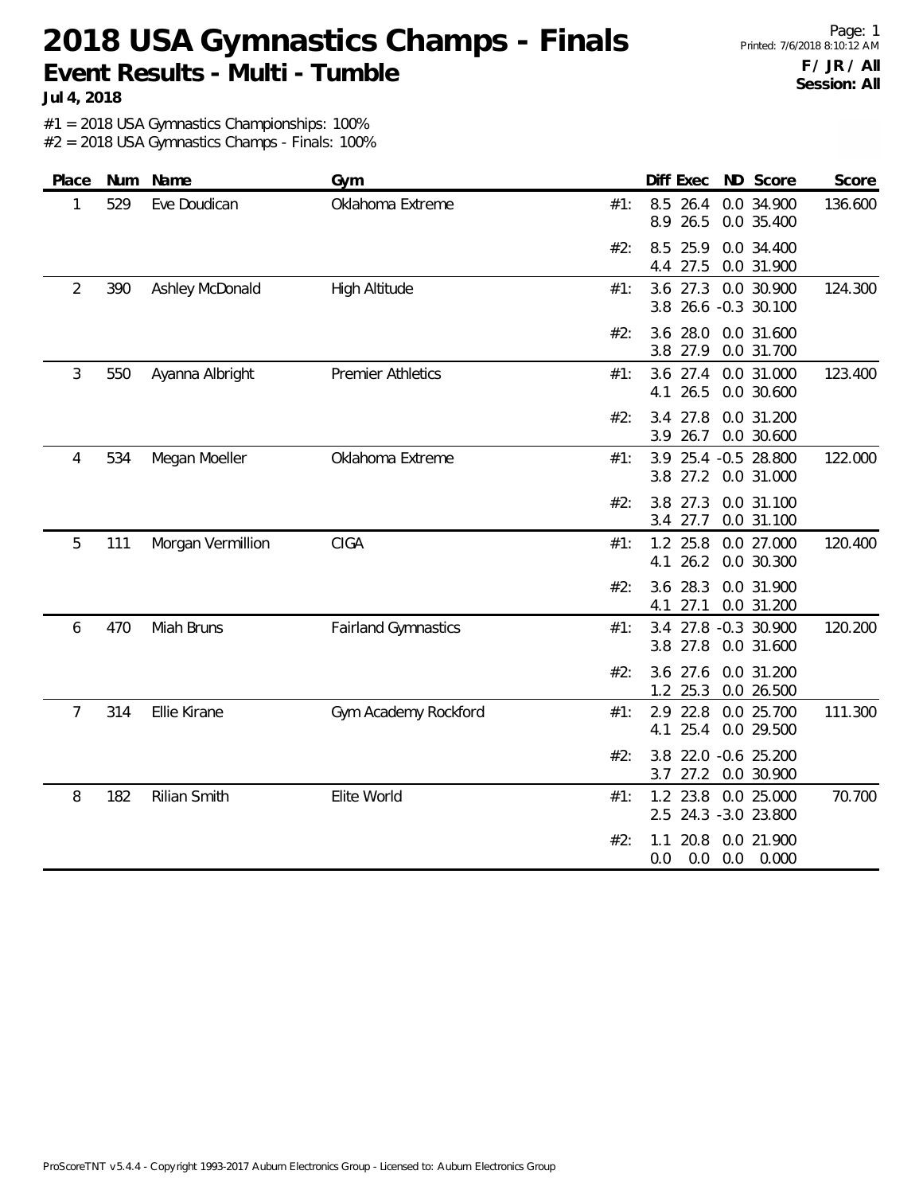# 2018 USA Gymnastics Champs - Finals

## Event Results - Multi - Tumble

**Jul 4, 2018**

**F / JR / All**
**Session: All**

#1 = 2018 USA Gymnastics Championships: 100%
#2 = 2018 USA Gymnastics Champs - Finals: 100%

| Place | Num | Name | Gym | | Diff | Exec | ND | Score | Score |
|---|---|---|---|---|---|---|---|---|---|
| 1 | 529 | Eve Doudican | Oklahoma Extreme | #1: | 8.5 | 26.4 | 0.0 | 34.900 | 136.600 |
| | | | | | 8.9 | 26.5 | 0.0 | 35.400 | |
| | | | | #2: | 8.5 | 25.9 | 0.0 | 34.400 | |
| | | | | | 4.4 | 27.5 | 0.0 | 31.900 | |
| 2 | 390 | Ashley McDonald | High Altitude | #1: | 3.6 | 27.3 | 0.0 | 30.900 | 124.300 |
| | | | | | 3.8 | 26.6 | -0.3 | 30.100 | |
| | | | | #2: | 3.6 | 28.0 | 0.0 | 31.600 | |
| | | | | | 3.8 | 27.9 | 0.0 | 31.700 | |
| 3 | 550 | Ayanna Albright | Premier Athletics | #1: | 3.6 | 27.4 | 0.0 | 31.000 | 123.400 |
| | | | | | 4.1 | 26.5 | 0.0 | 30.600 | |
| | | | | #2: | 3.4 | 27.8 | 0.0 | 31.200 | |
| | | | | | 3.9 | 26.7 | 0.0 | 30.600 | |
| 4 | 534 | Megan Moeller | Oklahoma Extreme | #1: | 3.9 | 25.4 | -0.5 | 28.800 | 122.000 |
| | | | | | 3.8 | 27.2 | 0.0 | 31.000 | |
| | | | | #2: | 3.8 | 27.3 | 0.0 | 31.100 | |
| | | | | | 3.4 | 27.7 | 0.0 | 31.100 | |
| 5 | 111 | Morgan Vermillion | CIGA | #1: | 1.2 | 25.8 | 0.0 | 27.000 | 120.400 |
| | | | | | 4.1 | 26.2 | 0.0 | 30.300 | |
| | | | | #2: | 3.6 | 28.3 | 0.0 | 31.900 | |
| | | | | | 4.1 | 27.1 | 0.0 | 31.200 | |
| 6 | 470 | Miah Bruns | Fairland Gymnastics | #1: | 3.4 | 27.8 | -0.3 | 30.900 | 120.200 |
| | | | | | 3.8 | 27.8 | 0.0 | 31.600 | |
| | | | | #2: | 3.6 | 27.6 | 0.0 | 31.200 | |
| | | | | | 1.2 | 25.3 | 0.0 | 26.500 | |
| 7 | 314 | Ellie Kirane | Gym Academy Rockford | #1: | 2.9 | 22.8 | 0.0 | 25.700 | 111.300 |
| | | | | | 4.1 | 25.4 | 0.0 | 29.500 | |
| | | | | #2: | 3.8 | 22.0 | -0.6 | 25.200 | |
| | | | | | 3.7 | 27.2 | 0.0 | 30.900 | |
| 8 | 182 | Rilian Smith | Elite World | #1: | 1.2 | 23.8 | 0.0 | 25.000 | 70.700 |
| | | | | | 2.5 | 24.3 | -3.0 | 23.800 | |
| | | | | #2: | 1.1 | 20.8 | 0.0 | 21.900 | |
| | | | | | 0.0 | 0.0 | 0.0 | 0.000 | |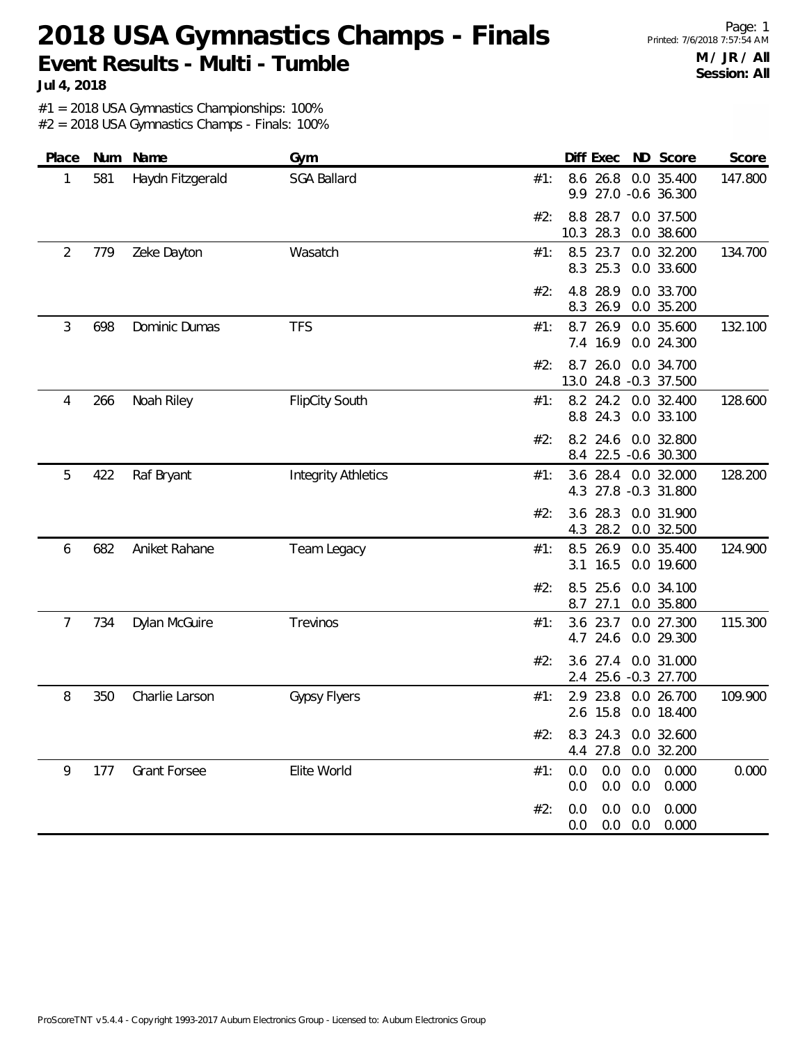# 2018 USA Gymnastics Champs - Finals

## Event Results - Multi - Tumble

**Jul 4, 2018**

**M / JR / All**
**Session: All**

#1 = 2018 USA Gymnastics Championships: 100%
#2 = 2018 USA Gymnastics Champs - Finals: 100%

| Place | Num | Name | Gym | | Diff | Exec | ND | Score | Score |
|---|---|---|---|---|---|---|---|---|---|
| 1 | 581 | Haydn Fitzgerald | SGA Ballard | #1: | 8.6 | 26.8 | 0.0 | 35.400 | 147.800 |
| | | | | | 9.9 | 27.0 | -0.6 | 36.300 | |
| | | | | #2: | 8.8 | 28.7 | 0.0 | 37.500 | |
| | | | | | 10.3 | 28.3 | 0.0 | 38.600 | |
| 2 | 779 | Zeke Dayton | Wasatch | #1: | 8.5 | 23.7 | 0.0 | 32.200 | 134.700 |
| | | | | | 8.3 | 25.3 | 0.0 | 33.600 | |
| | | | | #2: | 4.8 | 28.9 | 0.0 | 33.700 | |
| | | | | | 8.3 | 26.9 | 0.0 | 35.200 | |
| 3 | 698 | Dominic Dumas | TFS | #1: | 8.7 | 26.9 | 0.0 | 35.600 | 132.100 |
| | | | | | 7.4 | 16.9 | 0.0 | 24.300 | |
| | | | | #2: | 8.7 | 26.0 | 0.0 | 34.700 | |
| | | | | | 13.0 | 24.8 | -0.3 | 37.500 | |
| 4 | 266 | Noah Riley | FlipCity South | #1: | 8.2 | 24.2 | 0.0 | 32.400 | 128.600 |
| | | | | | 8.8 | 24.3 | 0.0 | 33.100 | |
| | | | | #2: | 8.2 | 24.6 | 0.0 | 32.800 | |
| | | | | | 8.4 | 22.5 | -0.6 | 30.300 | |
| 5 | 422 | Raf Bryant | Integrity Athletics | #1: | 3.6 | 28.4 | 0.0 | 32.000 | 128.200 |
| | | | | | 4.3 | 27.8 | -0.3 | 31.800 | |
| | | | | #2: | 3.6 | 28.3 | 0.0 | 31.900 | |
| | | | | | 4.3 | 28.2 | 0.0 | 32.500 | |
| 6 | 682 | Aniket Rahane | Team Legacy | #1: | 8.5 | 26.9 | 0.0 | 35.400 | 124.900 |
| | | | | | 3.1 | 16.5 | 0.0 | 19.600 | |
| | | | | #2: | 8.5 | 25.6 | 0.0 | 34.100 | |
| | | | | | 8.7 | 27.1 | 0.0 | 35.800 | |
| 7 | 734 | Dylan McGuire | Trevinos | #1: | 3.6 | 23.7 | 0.0 | 27.300 | 115.300 |
| | | | | | 4.7 | 24.6 | 0.0 | 29.300 | |
| | | | | #2: | 3.6 | 27.4 | 0.0 | 31.000 | |
| | | | | | 2.4 | 25.6 | -0.3 | 27.700 | |
| 8 | 350 | Charlie Larson | Gypsy Flyers | #1: | 2.9 | 23.8 | 0.0 | 26.700 | 109.900 |
| | | | | | 2.6 | 15.8 | 0.0 | 18.400 | |
| | | | | #2: | 8.3 | 24.3 | 0.0 | 32.600 | |
| | | | | | 4.4 | 27.8 | 0.0 | 32.200 | |
| 9 | 177 | Grant Forsee | Elite World | #1: | 0.0 | 0.0 | 0.0 | 0.000 | 0.000 |
| | | | | | 0.0 | 0.0 | 0.0 | 0.000 | |
| | | | | #2: | 0.0 | 0.0 | 0.0 | 0.000 | |
| | | | | | 0.0 | 0.0 | 0.0 | 0.000 | |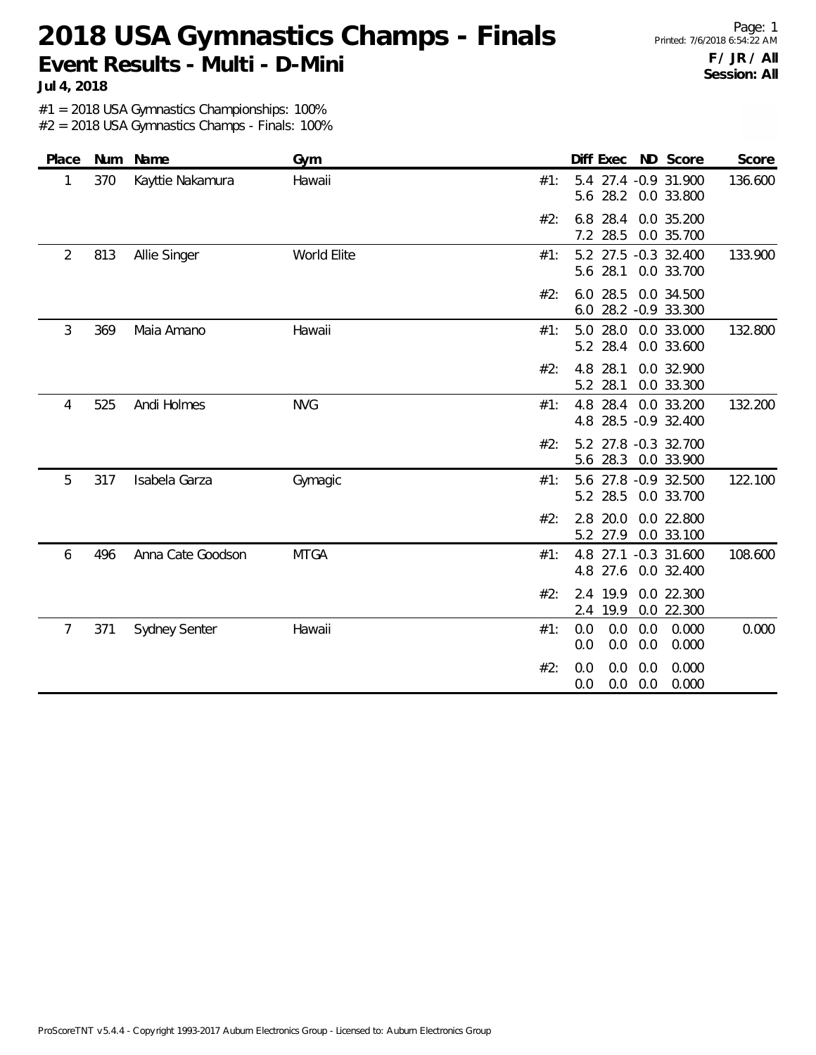# 2018 USA Gymnastics Champs - Finals

## Event Results - Multi - D-Mini

**Jul 4, 2018**

**F / JR / All**
**Session: All**

#1 = 2018 USA Gymnastics Championships: 100%
#2 = 2018 USA Gymnastics Champs - Finals: 100%

| Place | Num | Name | Gym | | Diff | Exec | ND | Score | Score |
|---|---|---|---|---|---|---|---|---|---|
| 1 | 370 | Kayttie Nakamura | Hawaii | #1: | 5.4 | 27.4 | -0.9 | 31.900 | 136.600 |
| | | | | | 5.6 | 28.2 | 0.0 | 33.800 | |
| | | | | #2: | 6.8 | 28.4 | 0.0 | 35.200 | |
| | | | | | 7.2 | 28.5 | 0.0 | 35.700 | |
| 2 | 813 | Allie Singer | World Elite | #1: | 5.2 | 27.5 | -0.3 | 32.400 | 133.900 |
| | | | | | 5.6 | 28.1 | 0.0 | 33.700 | |
| | | | | #2: | 6.0 | 28.5 | 0.0 | 34.500 | |
| | | | | | 6.0 | 28.2 | -0.9 | 33.300 | |
| 3 | 369 | Maia Amano | Hawaii | #1: | 5.0 | 28.0 | 0.0 | 33.000 | 132.800 |
| | | | | | 5.2 | 28.4 | 0.0 | 33.600 | |
| | | | | #2: | 4.8 | 28.1 | 0.0 | 32.900 | |
| | | | | | 5.2 | 28.1 | 0.0 | 33.300 | |
| 4 | 525 | Andi Holmes | NVG | #1: | 4.8 | 28.4 | 0.0 | 33.200 | 132.200 |
| | | | | | 4.8 | 28.5 | -0.9 | 32.400 | |
| | | | | #2: | 5.2 | 27.8 | -0.3 | 32.700 | |
| | | | | | 5.6 | 28.3 | 0.0 | 33.900 | |
| 5 | 317 | Isabela Garza | Gymagic | #1: | 5.6 | 27.8 | -0.9 | 32.500 | 122.100 |
| | | | | | 5.2 | 28.5 | 0.0 | 33.700 | |
| | | | | #2: | 2.8 | 20.0 | 0.0 | 22.800 | |
| | | | | | 5.2 | 27.9 | 0.0 | 33.100 | |
| 6 | 496 | Anna Cate Goodson | MTGA | #1: | 4.8 | 27.1 | -0.3 | 31.600 | 108.600 |
| | | | | | 4.8 | 27.6 | 0.0 | 32.400 | |
| | | | | #2: | 2.4 | 19.9 | 0.0 | 22.300 | |
| | | | | | 2.4 | 19.9 | 0.0 | 22.300 | |
| 7 | 371 | Sydney Senter | Hawaii | #1: | 0.0 | 0.0 | 0.0 | 0.000 | 0.000 |
| | | | | | 0.0 | 0.0 | 0.0 | 0.000 | |
| | | | | #2: | 0.0 | 0.0 | 0.0 | 0.000 | |
| | | | | | 0.0 | 0.0 | 0.0 | 0.000 | |

ProScoreTNT v5.4.4 - Copyright 1993-2017 Auburn Electronics Group - Licensed to: Auburn Electronics Group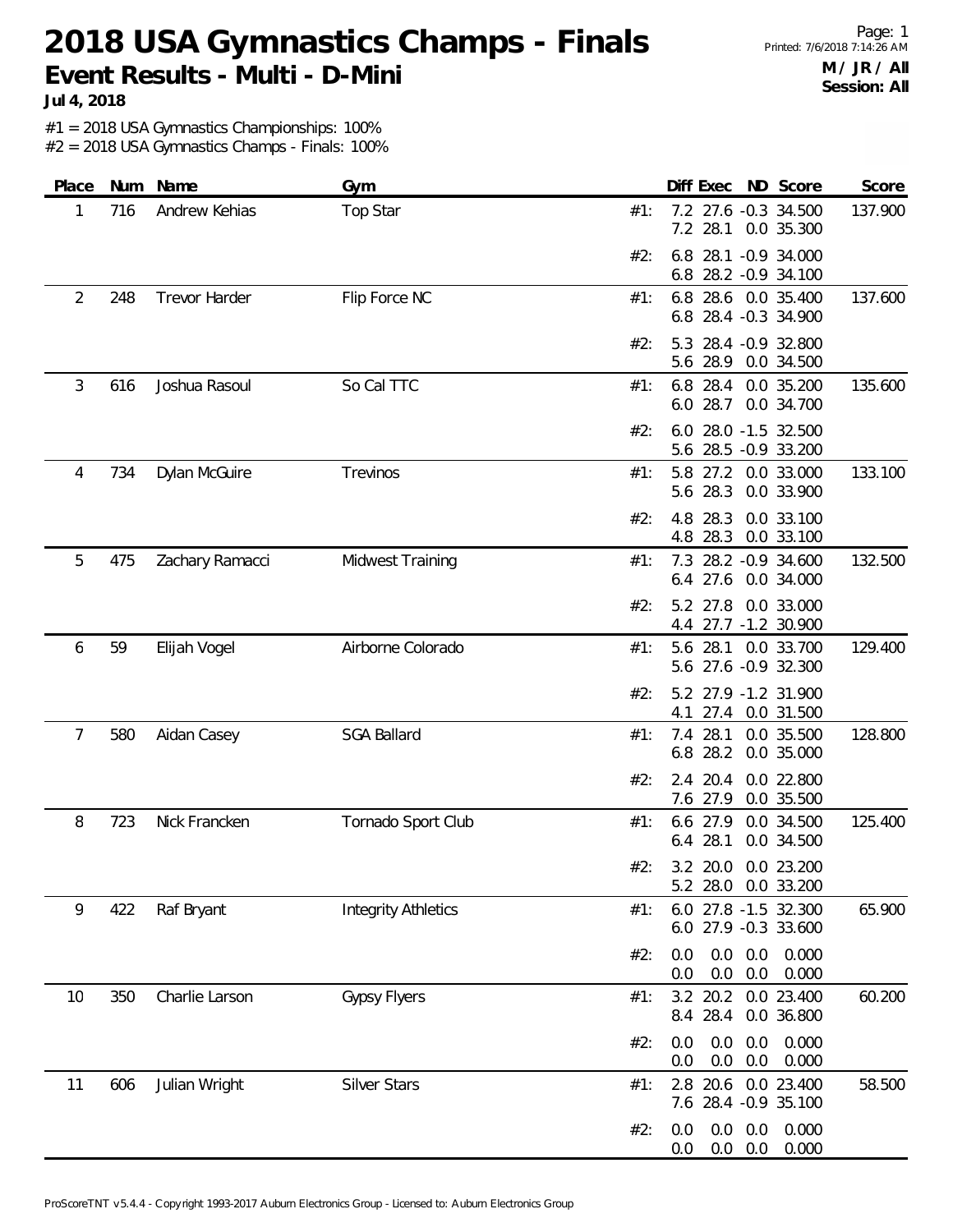# 2018 USA Gymnastics Champs - Finals

## Event Results - Multi - D-Mini

**Jul 4, 2018**

Printed: 7/6/2018 7:14:26 AM

**M / JR / All**
**Session: All**

#1 = 2018 USA Gymnastics Championships: 100%
#2 = 2018 USA Gymnastics Champs - Finals: 100%

| Place | Num | Name | Gym | | Diff | Exec | ND | Score | Score |
|---|---|---|---|---|---|---|---|---|---|
| 1 | 716 | Andrew Kehias | Top Star | #1: | 7.2 | 27.6 | -0.3 | 34.500 | 137.900 |
| | | | | | 7.2 | 28.1 | 0.0 | 35.300 | |
| | | | | #2: | 6.8 | 28.1 | -0.9 | 34.000 | |
| | | | | | 6.8 | 28.2 | -0.9 | 34.100 | |
| 2 | 248 | Trevor Harder | Flip Force NC | #1: | 6.8 | 28.6 | 0.0 | 35.400 | 137.600 |
| | | | | | 6.8 | 28.4 | -0.3 | 34.900 | |
| | | | | #2: | 5.3 | 28.4 | -0.9 | 32.800 | |
| | | | | | 5.6 | 28.9 | 0.0 | 34.500 | |
| 3 | 616 | Joshua Rasoul | So Cal TTC | #1: | 6.8 | 28.4 | 0.0 | 35.200 | 135.600 |
| | | | | | 6.0 | 28.7 | 0.0 | 34.700 | |
| | | | | #2: | 6.0 | 28.0 | -1.5 | 32.500 | |
| | | | | | 5.6 | 28.5 | -0.9 | 33.200 | |
| 4 | 734 | Dylan McGuire | Trevinos | #1: | 5.8 | 27.2 | 0.0 | 33.000 | 133.100 |
| | | | | | 5.6 | 28.3 | 0.0 | 33.900 | |
| | | | | #2: | 4.8 | 28.3 | 0.0 | 33.100 | |
| | | | | | 4.8 | 28.3 | 0.0 | 33.100 | |
| 5 | 475 | Zachary Ramacci | Midwest Training | #1: | 7.3 | 28.2 | -0.9 | 34.600 | 132.500 |
| | | | | | 6.4 | 27.6 | 0.0 | 34.000 | |
| | | | | #2: | 5.2 | 27.8 | 0.0 | 33.000 | |
| | | | | | 4.4 | 27.7 | -1.2 | 30.900 | |
| 6 | 59 | Elijah Vogel | Airborne Colorado | #1: | 5.6 | 28.1 | 0.0 | 33.700 | 129.400 |
| | | | | | 5.6 | 27.6 | -0.9 | 32.300 | |
| | | | | #2: | 5.2 | 27.9 | -1.2 | 31.900 | |
| | | | | | 4.1 | 27.4 | 0.0 | 31.500 | |
| 7 | 580 | Aidan Casey | SGA Ballard | #1: | 7.4 | 28.1 | 0.0 | 35.500 | 128.800 |
| | | | | | 6.8 | 28.2 | 0.0 | 35.000 | |
| | | | | #2: | 2.4 | 20.4 | 0.0 | 22.800 | |
| | | | | | 7.6 | 27.9 | 0.0 | 35.500 | |
| 8 | 723 | Nick Francken | Tornado Sport Club | #1: | 6.6 | 27.9 | 0.0 | 34.500 | 125.400 |
| | | | | | 6.4 | 28.1 | 0.0 | 34.500 | |
| | | | | #2: | 3.2 | 20.0 | 0.0 | 23.200 | |
| | | | | | 5.2 | 28.0 | 0.0 | 33.200 | |
| 9 | 422 | Raf Bryant | Integrity Athletics | #1: | 6.0 | 27.8 | -1.5 | 32.300 | 65.900 |
| | | | | | 6.0 | 27.9 | -0.3 | 33.600 | |
| | | | | #2: | 0.0 | 0.0 | 0.0 | 0.000 | |
| | | | | | 0.0 | 0.0 | 0.0 | 0.000 | |
| 10 | 350 | Charlie Larson | Gypsy Flyers | #1: | 3.2 | 20.2 | 0.0 | 23.400 | 60.200 |
| | | | | | 8.4 | 28.4 | 0.0 | 36.800 | |
| | | | | #2: | 0.0 | 0.0 | 0.0 | 0.000 | |
| | | | | | 0.0 | 0.0 | 0.0 | 0.000 | |
| 11 | 606 | Julian Wright | Silver Stars | #1: | 2.8 | 20.6 | 0.0 | 23.400 | 58.500 |
| | | | | | 7.6 | 28.4 | -0.9 | 35.100 | |
| | | | | #2: | 0.0 | 0.0 | 0.0 | 0.000 | |
| | | | | | 0.0 | 0.0 | 0.0 | 0.000 | |

ProScoreTNT v5.4.4 - Copyright 1993-2017 Auburn Electronics Group - Licensed to: Auburn Electronics Group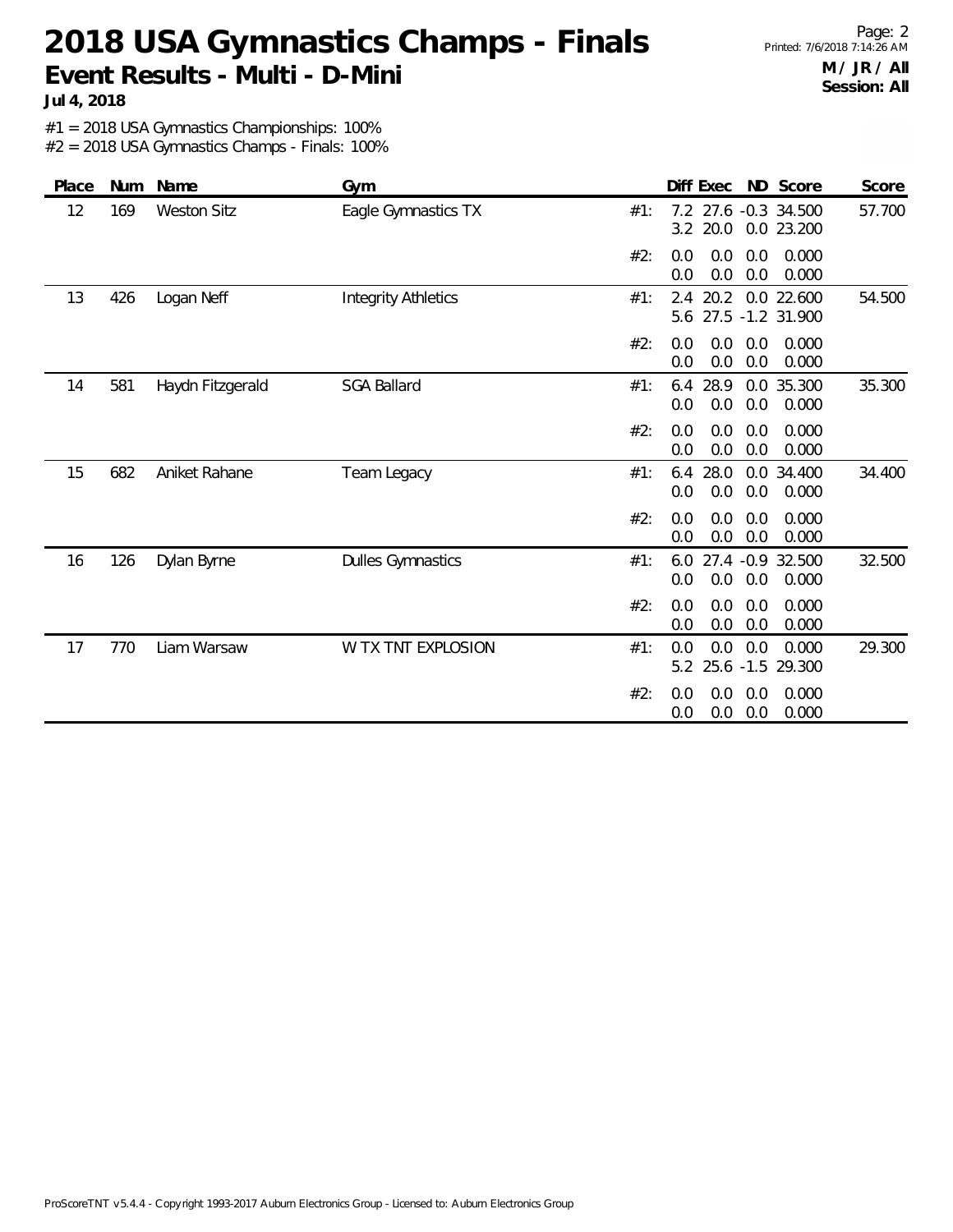# 2018 USA Gymnastics Champs - Finals

## Event Results - Multi - D-Mini

**Jul 4, 2018**

**M / JR / All**
**Session: All**

#1 = 2018 USA Gymnastics Championships: 100%
#2 = 2018 USA Gymnastics Champs - Finals: 100%

| Place | Num | Name | Gym | | Diff | Exec | ND | Score | Score |
|---|---|---|---|---|---|---|---|---|---|
| 12 | 169 | Weston Sitz | Eagle Gymnastics TX | #1: | 7.2 | 27.6 | -0.3 | 34.500 | 57.700 |
| | | | | | 3.2 | 20.0 | 0.0 | 23.200 | |
| | | | | #2: | 0.0 | 0.0 | 0.0 | 0.000 | |
| | | | | | 0.0 | 0.0 | 0.0 | 0.000 | |
| 13 | 426 | Logan Neff | Integrity Athletics | #1: | 2.4 | 20.2 | 0.0 | 22.600 | 54.500 |
| | | | | | 5.6 | 27.5 | -1.2 | 31.900 | |
| | | | | #2: | 0.0 | 0.0 | 0.0 | 0.000 | |
| | | | | | 0.0 | 0.0 | 0.0 | 0.000 | |
| 14 | 581 | Haydn Fitzgerald | SGA Ballard | #1: | 6.4 | 28.9 | 0.0 | 35.300 | 35.300 |
| | | | | | 0.0 | 0.0 | 0.0 | 0.000 | |
| | | | | #2: | 0.0 | 0.0 | 0.0 | 0.000 | |
| | | | | | 0.0 | 0.0 | 0.0 | 0.000 | |
| 15 | 682 | Aniket Rahane | Team Legacy | #1: | 6.4 | 28.0 | 0.0 | 34.400 | 34.400 |
| | | | | | 0.0 | 0.0 | 0.0 | 0.000 | |
| | | | | #2: | 0.0 | 0.0 | 0.0 | 0.000 | |
| | | | | | 0.0 | 0.0 | 0.0 | 0.000 | |
| 16 | 126 | Dylan Byrne | Dulles Gymnastics | #1: | 6.0 | 27.4 | -0.9 | 32.500 | 32.500 |
| | | | | | 0.0 | 0.0 | 0.0 | 0.000 | |
| | | | | #2: | 0.0 | 0.0 | 0.0 | 0.000 | |
| | | | | | 0.0 | 0.0 | 0.0 | 0.000 | |
| 17 | 770 | Liam Warsaw | W TX TNT EXPLOSION | #1: | 0.0 | 0.0 | 0.0 | 0.000 | 29.300 |
| | | | | | 5.2 | 25.6 | -1.5 | 29.300 | |
| | | | | #2: | 0.0 | 0.0 | 0.0 | 0.000 | |
| | | | | | 0.0 | 0.0 | 0.0 | 0.000 | |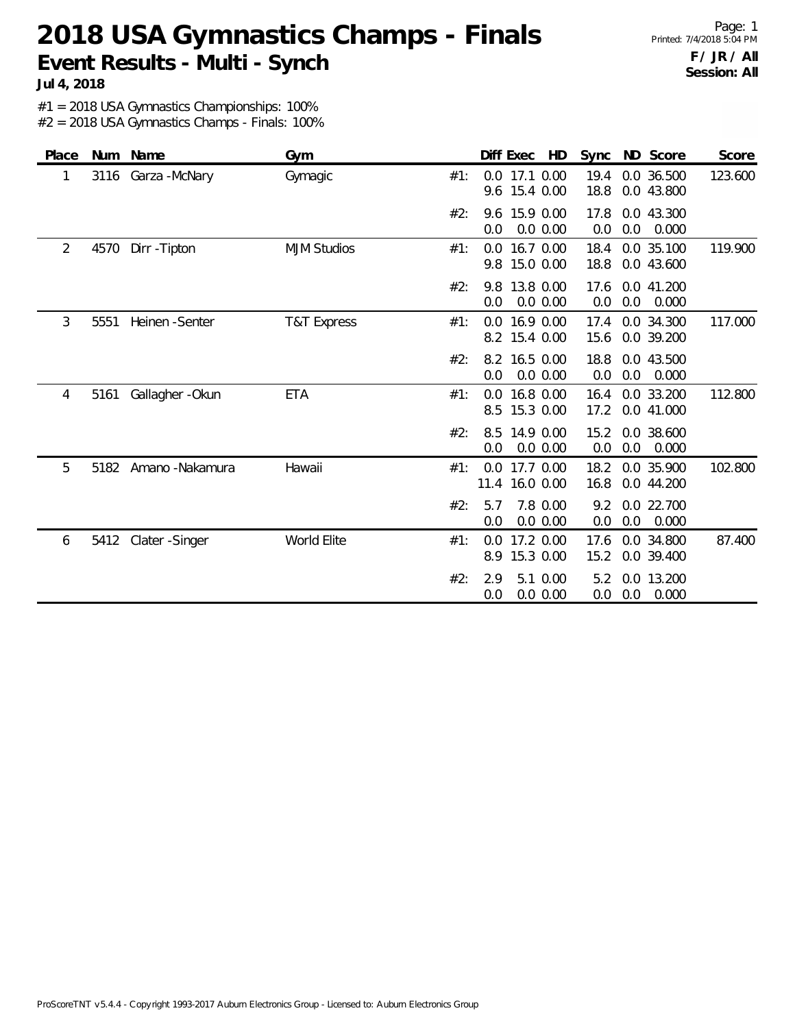# 2018 USA Gymnastics Champs - Finals

## Event Results - Multi - Synch

**Jul 4, 2018**

**F / JR / All**
**Session: All**

#1 = 2018 USA Gymnastics Championships: 100%
#2 = 2018 USA Gymnastics Champs - Finals: 100%

| Place | Num | Name | Gym | | Diff | Exec | HD | Sync | ND | Score | Score |
|---|---|---|---|---|---|---|---|---|---|---|---|
| 1 | 3116 | Garza - McNary | Gymagic | #1: | 0.0 | 17.1 | 0.00 | 19.4 | 0.0 | 36.500 | 123.600 |
| | | | | | 9.6 | 15.4 | 0.00 | 18.8 | 0.0 | 43.800 | |
| | | | | #2: | 9.6 | 15.9 | 0.00 | 17.8 | 0.0 | 43.300 | |
| | | | | | 0.0 | 0.0 | 0.00 | 0.0 | 0.0 | 0.000 | |
| 2 | 4570 | Dirr - Tipton | MJM Studios | #1: | 0.0 | 16.7 | 0.00 | 18.4 | 0.0 | 35.100 | 119.900 |
| | | | | | 9.8 | 15.0 | 0.00 | 18.8 | 0.0 | 43.600 | |
| | | | | #2: | 9.8 | 13.8 | 0.00 | 17.6 | 0.0 | 41.200 | |
| | | | | | 0.0 | 0.0 | 0.00 | 0.0 | 0.0 | 0.000 | |
| 3 | 5551 | Heinen - Senter | T&T Express | #1: | 0.0 | 16.9 | 0.00 | 17.4 | 0.0 | 34.300 | 117.000 |
| | | | | | 8.2 | 15.4 | 0.00 | 15.6 | 0.0 | 39.200 | |
| | | | | #2: | 8.2 | 16.5 | 0.00 | 18.8 | 0.0 | 43.500 | |
| | | | | | 0.0 | 0.0 | 0.00 | 0.0 | 0.0 | 0.000 | |
| 4 | 5161 | Gallagher - Okun | ETA | #1: | 0.0 | 16.8 | 0.00 | 16.4 | 0.0 | 33.200 | 112.800 |
| | | | | | 8.5 | 15.3 | 0.00 | 17.2 | 0.0 | 41.000 | |
| | | | | #2: | 8.5 | 14.9 | 0.00 | 15.2 | 0.0 | 38.600 | |
| | | | | | 0.0 | 0.0 | 0.00 | 0.0 | 0.0 | 0.000 | |
| 5 | 5182 | Amano - Nakamura | Hawaii | #1: | 0.0 | 17.7 | 0.00 | 18.2 | 0.0 | 35.900 | 102.800 |
| | | | | | 11.4 | 16.0 | 0.00 | 16.8 | 0.0 | 44.200 | |
| | | | | #2: | 5.7 | 7.8 | 0.00 | 9.2 | 0.0 | 22.700 | |
| | | | | | 0.0 | 0.0 | 0.00 | 0.0 | 0.0 | 0.000 | |
| 6 | 5412 | Clater - Singer | World Elite | #1: | 0.0 | 17.2 | 0.00 | 17.6 | 0.0 | 34.800 | 87.400 |
| | | | | | 8.9 | 15.3 | 0.00 | 15.2 | 0.0 | 39.400 | |
| | | | | #2: | 2.9 | 5.1 | 0.00 | 5.2 | 0.0 | 13.200 | |
| | | | | | 0.0 | 0.0 | 0.00 | 0.0 | 0.0 | 0.000 | |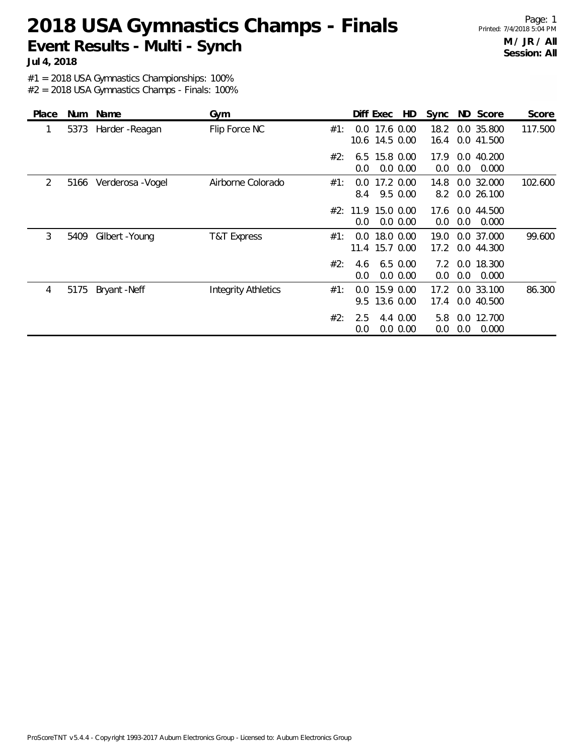# 2018 USA Gymnastics Champs - Finals

## Event Results - Multi - Synch

**Jul 4, 2018**

**M / JR / All**
**Session: All**

#1 = 2018 USA Gymnastics Championships: 100%
#2 = 2018 USA Gymnastics Champs - Finals: 100%

| Place | Num | Name | Gym | | Diff | Exec | HD | Sync | ND | Score | Score |
|---|---|---|---|---|---|---|---|---|---|---|---|
| 1 | 5373 | Harder -Reagan | Flip Force NC | #1: | 0.0 | 17.6 | 0.00 | 18.2 | 0.0 | 35.800 | 117.500 |
| | | | | | 10.6 | 14.5 | 0.00 | 16.4 | 0.0 | 41.500 | |
| | | | | #2: | 6.5 | 15.8 | 0.00 | 17.9 | 0.0 | 40.200 | |
| | | | | | 0.0 | 0.0 | 0.00 | 0.0 | 0.0 | 0.000 | |
| 2 | 5166 | Verderosa -Vogel | Airborne Colorado | #1: | 0.0 | 17.2 | 0.00 | 14.8 | 0.0 | 32.000 | 102.600 |
| | | | | | 8.4 | 9.5 | 0.00 | 8.2 | 0.0 | 26.100 | |
| | | | | #2: | 11.9 | 15.0 | 0.00 | 17.6 | 0.0 | 44.500 | |
| | | | | | 0.0 | 0.0 | 0.00 | 0.0 | 0.0 | 0.000 | |
| 3 | 5409 | Gilbert -Young | T&T Express | #1: | 0.0 | 18.0 | 0.00 | 19.0 | 0.0 | 37.000 | 99.600 |
| | | | | | 11.4 | 15.7 | 0.00 | 17.2 | 0.0 | 44.300 | |
| | | | | #2: | 4.6 | 6.5 | 0.00 | 7.2 | 0.0 | 18.300 | |
| | | | | | 0.0 | 0.0 | 0.00 | 0.0 | 0.0 | 0.000 | |
| 4 | 5175 | Bryant -Neff | Integrity Athletics | #1: | 0.0 | 15.9 | 0.00 | 17.2 | 0.0 | 33.100 | 86.300 |
| | | | | | 9.5 | 13.6 | 0.00 | 17.4 | 0.0 | 40.500 | |
| | | | | #2: | 2.5 | 4.4 | 0.00 | 5.8 | 0.0 | 12.700 | |
| | | | | | 0.0 | 0.0 | 0.00 | 0.0 | 0.0 | 0.000 | |

ProScoreTNT v5.4.4 - Copyright 1993-2017 Auburn Electronics Group - Licensed to: Auburn Electronics Group